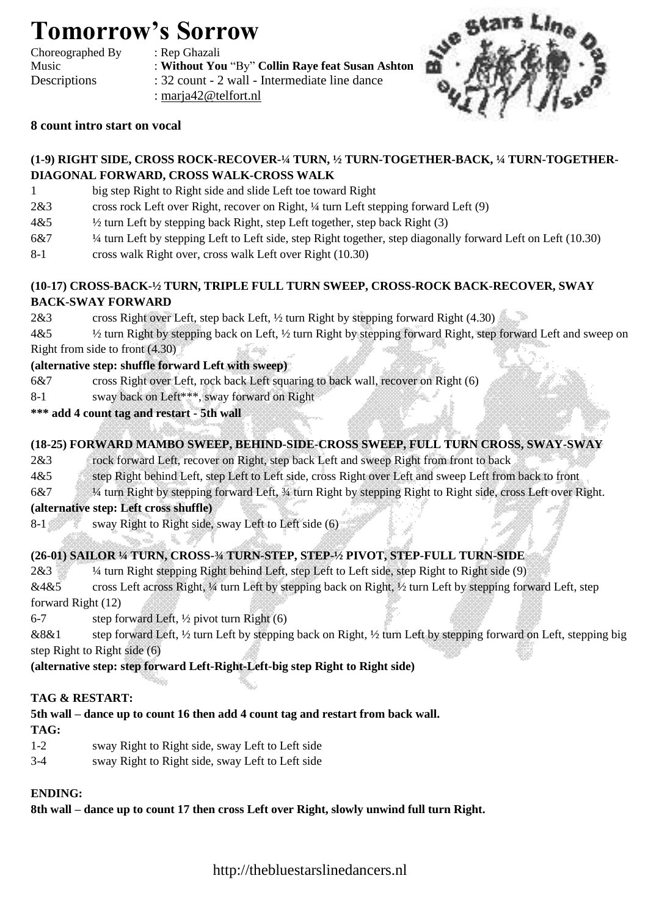# Tomorrow's Sorrow

Choreographed By : Rep Ghazali
Music : **Without You** "By" **Collin Raye feat Susan Ashton**
Descriptions : 32 count - 2 wall - Intermediate line dance
: marja42@telfort.nl

**8 count intro start on vocal**

**(1-9) RIGHT SIDE, CROSS ROCK-RECOVER-¼ TURN, ½ TURN-TOGETHER-BACK, ¼ TURN-TOGETHER-DIAGONAL FORWARD, CROSS WALK-CROSS WALK**

1 big step Right to Right side and slide Left toe toward Right
2&3 cross rock Left over Right, recover on Right, ¼ turn Left stepping forward Left (9)
4&5 ½ turn Left by stepping back Right, step Left together, step back Right (3)
6&7 ¼ turn Left by stepping Left to Left side, step Right together, step diagonally forward Left on Left (10.30)
8-1 cross walk Right over, cross walk Left over Right (10.30)

**(10-17) CROSS-BACK-½ TURN, TRIPLE FULL TURN SWEEP, CROSS-ROCK BACK-RECOVER, SWAY BACK-SWAY FORWARD**

2&3 cross Right over Left, step back Left, ½ turn Right by stepping forward Right (4.30)
4&5 ½ turn Right by stepping back on Left, ½ turn Right by stepping forward Right, step forward Left and sweep on Right from side to front (4.30)
**(alternative step: shuffle forward Left with sweep)**
6&7 cross Right over Left, rock back Left squaring to back wall, recover on Right (6)
8-1 sway back on Left***, sway forward on Right
**\*\*\* add 4 count tag and restart - 5th wall**

**(18-25) FORWARD MAMBO SWEEP, BEHIND-SIDE-CROSS SWEEP, FULL TURN CROSS, SWAY-SWAY**

2&3 rock forward Left, recover on Right, step back Left and sweep Right from front to back
4&5 step Right behind Left, step Left to Left side, cross Right over Left and sweep Left from back to front
6&7 ¼ turn Right by stepping forward Left, ¾ turn Right by stepping Right to Right side, cross Left over Right.
**(alternative step: Left cross shuffle)**
8-1 sway Right to Right side, sway Left to Left side (6)

**(26-01) SAILOR ¼ TURN, CROSS-¾ TURN-STEP, STEP-½ PIVOT, STEP-FULL TURN-SIDE**

2&3 ¼ turn Right stepping Right behind Left, step Left to Left side, step Right to Right side (9)
&4&5 cross Left across Right, ¼ turn Left by stepping back on Right, ½ turn Left by stepping forward Left, step forward Right (12)
6-7 step forward Left, ½ pivot turn Right (6)
&8&1 step forward Left, ½ turn Left by stepping back on Right, ½ turn Left by stepping forward on Left, stepping big step Right to Right side (6)
**(alternative step: step forward Left-Right-Left-big step Right to Right side)**

**TAG & RESTART:**

**5th wall – dance up to count 16 then add 4 count tag and restart from back wall.**

**TAG:**

1-2 sway Right to Right side, sway Left to Left side
3-4 sway Right to Right side, sway Left to Left side

**ENDING:**

**8th wall – dance up to count 17 then cross Left over Right, slowly unwind full turn Right.**

http://thebluestarslinedancers.nl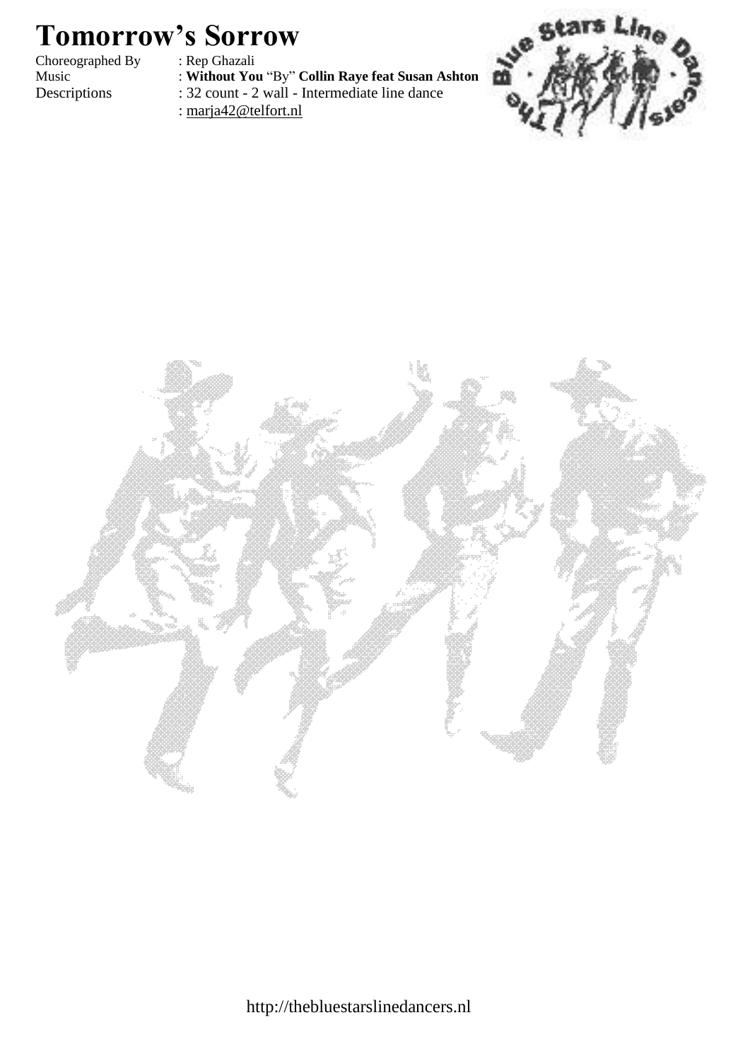# Tomorrow's Sorrow

Choreographed By : Rep Ghazali
Music : **Without You** "By" **Collin Raye feat Susan Ashton**
Descriptions : 32 count - 2 wall - Intermediate line dance
: marja42@telfort.nl

http://thebluestarslinedancers.nl